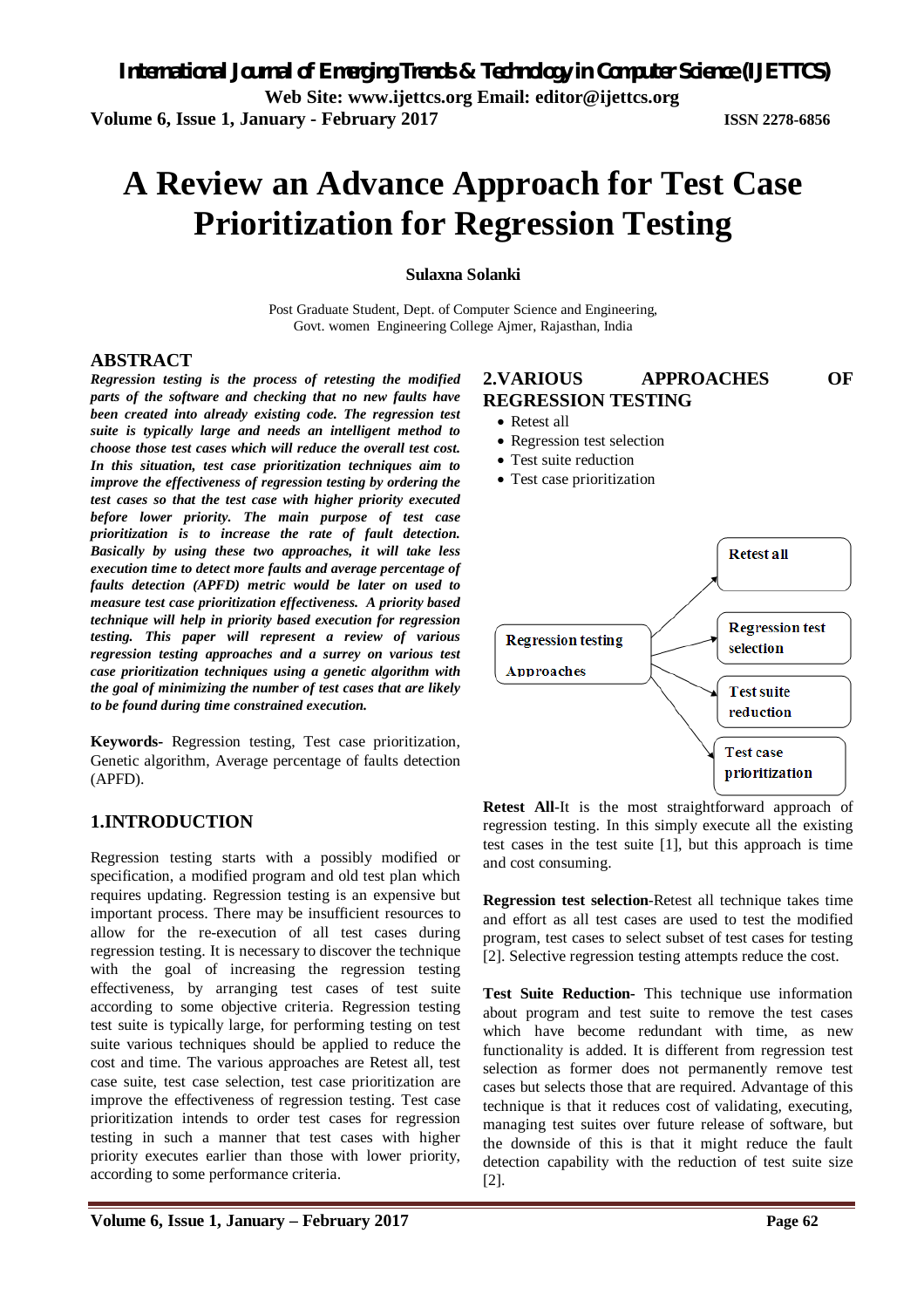# A Review an Advance Approach for Test Case Prioritization for Regression Testing

**Sulaxna Solanki**

Post Graduate Student, Dept. of Computer Science and Engineering,
Govt. women Engineering College Ajmer, Rajasthan, India

## ABSTRACT

***Regression testing is the process of retesting the modified parts of the software and checking that no new faults have been created into already existing code. The regression test suite is typically large and needs an intelligent method to choose those test cases which will reduce the overall test cost. In this situation, test case prioritization techniques aim to improve the effectiveness of regression testing by ordering the test cases so that the test case with higher priority executed before lower priority. The main purpose of test case prioritization is to increase the rate of fault detection. Basically by using these two approaches, it will take less execution time to detect more faults and average percentage of faults detection (APFD) metric would be later on used to measure test case prioritization effectiveness. A priority based technique will help in priority based execution for regression testing. This paper will represent a review of various regression testing approaches and a surrey on various test case prioritization techniques using a genetic algorithm with the goal of minimizing the number of test cases that are likely to be found during time constrained execution.***

**Keywords-** Regression testing, Test case prioritization, Genetic algorithm, Average percentage of faults detection (APFD).

## 1.INTRODUCTION

Regression testing starts with a possibly modified or specification, a modified program and old test plan which requires updating. Regression testing is an expensive but important process. There may be insufficient resources to allow for the re-execution of all test cases during regression testing. It is necessary to discover the technique with the goal of increasing the regression testing effectiveness, by arranging test cases of test suite according to some objective criteria. Regression testing test suite is typically large, for performing testing on test suite various techniques should be applied to reduce the cost and time. The various approaches are Retest all, test case suite, test case selection, test case prioritization are improve the effectiveness of regression testing. Test case prioritization intends to order test cases for regression testing in such a manner that test cases with higher priority executes earlier than those with lower priority, according to some performance criteria.

## 2.VARIOUS APPROACHES OF REGRESSION TESTING

- Retest all
- Regression test selection
- Test suite reduction
- Test case prioritization

**Retest All**-It is the most straightforward approach of regression testing. In this simply execute all the existing test cases in the test suite [1], but this approach is time and cost consuming.

**Regression test selection**-Retest all technique takes time and effort as all test cases are used to test the modified program, test cases to select subset of test cases for testing [2]. Selective regression testing attempts reduce the cost.

**Test Suite Reduction-** This technique use information about program and test suite to remove the test cases which have become redundant with time, as new functionality is added. It is different from regression test selection as former does not permanently remove test cases but selects those that are required. Advantage of this technique is that it reduces cost of validating, executing, managing test suites over future release of software, but the downside of this is that it might reduce the fault detection capability with the reduction of test suite size [2].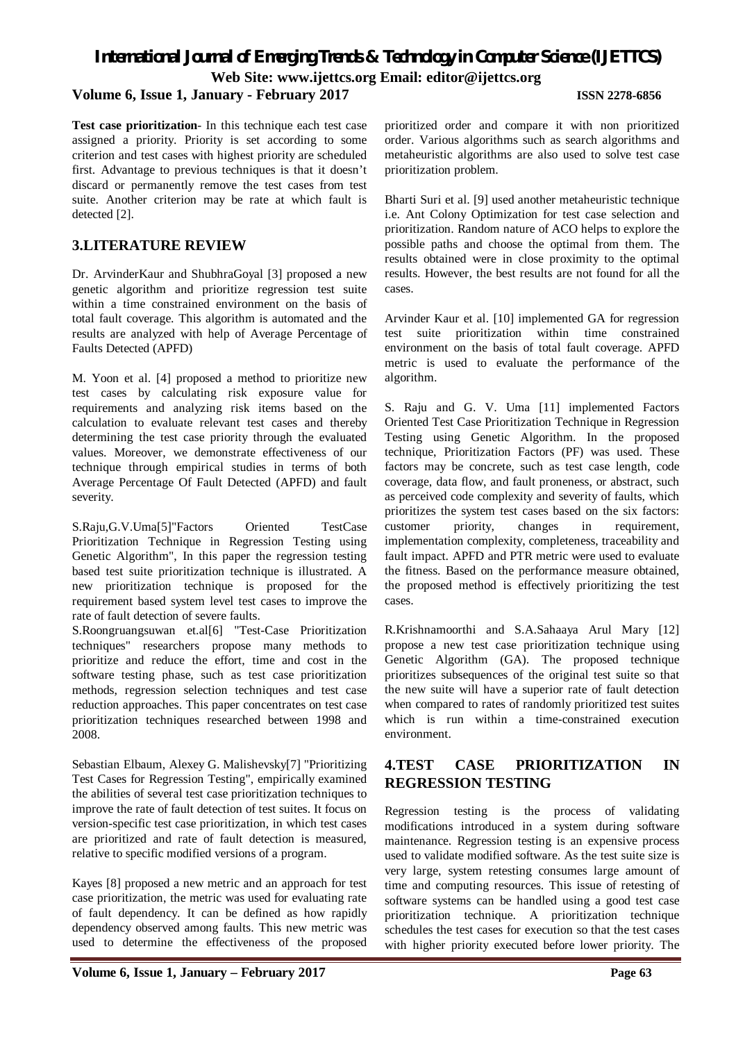**Test case prioritization**- In this technique each test case assigned a priority. Priority is set according to some criterion and test cases with highest priority are scheduled first. Advantage to previous techniques is that it doesn't discard or permanently remove the test cases from test suite. Another criterion may be rate at which fault is detected [2].

## 3.LITERATURE REVIEW

Dr. ArvinderKaur and ShubhraGoyal [3] proposed a new genetic algorithm and prioritize regression test suite within a time constrained environment on the basis of total fault coverage. This algorithm is automated and the results are analyzed with help of Average Percentage of Faults Detected (APFD)

M. Yoon et al. [4] proposed a method to prioritize new test cases by calculating risk exposure value for requirements and analyzing risk items based on the calculation to evaluate relevant test cases and thereby determining the test case priority through the evaluated values. Moreover, we demonstrate effectiveness of our technique through empirical studies in terms of both Average Percentage Of Fault Detected (APFD) and fault severity.

S.Raju,G.V.Uma[5]"Factors Oriented TestCase Prioritization Technique in Regression Testing using Genetic Algorithm", In this paper the regression testing based test suite prioritization technique is illustrated. A new prioritization technique is proposed for the requirement based system level test cases to improve the rate of fault detection of severe faults.

S.Roongruangsuwan et.al[6] "Test-Case Prioritization techniques" researchers propose many methods to prioritize and reduce the effort, time and cost in the software testing phase, such as test case prioritization methods, regression selection techniques and test case reduction approaches. This paper concentrates on test case prioritization techniques researched between 1998 and 2008.

Sebastian Elbaum, Alexey G. Malishevsky[7] "Prioritizing Test Cases for Regression Testing", empirically examined the abilities of several test case prioritization techniques to improve the rate of fault detection of test suites. It focus on version-specific test case prioritization, in which test cases are prioritized and rate of fault detection is measured, relative to specific modified versions of a program.

Kayes [8] proposed a new metric and an approach for test case prioritization, the metric was used for evaluating rate of fault dependency. It can be defined as how rapidly dependency observed among faults. This new metric was used to determine the effectiveness of the proposed prioritized order and compare it with non prioritized order. Various algorithms such as search algorithms and metaheuristic algorithms are also used to solve test case prioritization problem.

Bharti Suri et al. [9] used another metaheuristic technique i.e. Ant Colony Optimization for test case selection and prioritization. Random nature of ACO helps to explore the possible paths and choose the optimal from them. The results obtained were in close proximity to the optimal results. However, the best results are not found for all the cases.

Arvinder Kaur et al. [10] implemented GA for regression test suite prioritization within time constrained environment on the basis of total fault coverage. APFD metric is used to evaluate the performance of the algorithm.

S. Raju and G. V. Uma [11] implemented Factors Oriented Test Case Prioritization Technique in Regression Testing using Genetic Algorithm. In the proposed technique, Prioritization Factors (PF) was used. These factors may be concrete, such as test case length, code coverage, data flow, and fault proneness, or abstract, such as perceived code complexity and severity of faults, which prioritizes the system test cases based on the six factors: customer priority, changes in requirement, implementation complexity, completeness, traceability and fault impact. APFD and PTR metric were used to evaluate the fitness. Based on the performance measure obtained, the proposed method is effectively prioritizing the test cases.

R.Krishnamoorthi and S.A.Sahaaya Arul Mary [12] propose a new test case prioritization technique using Genetic Algorithm (GA). The proposed technique prioritizes subsequences of the original test suite so that the new suite will have a superior rate of fault detection when compared to rates of randomly prioritized test suites which is run within a time-constrained execution environment.

## 4.TEST CASE PRIORITIZATION IN REGRESSION TESTING

Regression testing is the process of validating modifications introduced in a system during software maintenance. Regression testing is an expensive process used to validate modified software. As the test suite size is very large, system retesting consumes large amount of time and computing resources. This issue of retesting of software systems can be handled using a good test case prioritization technique. A prioritization technique schedules the test cases for execution so that the test cases with higher priority executed before lower priority. The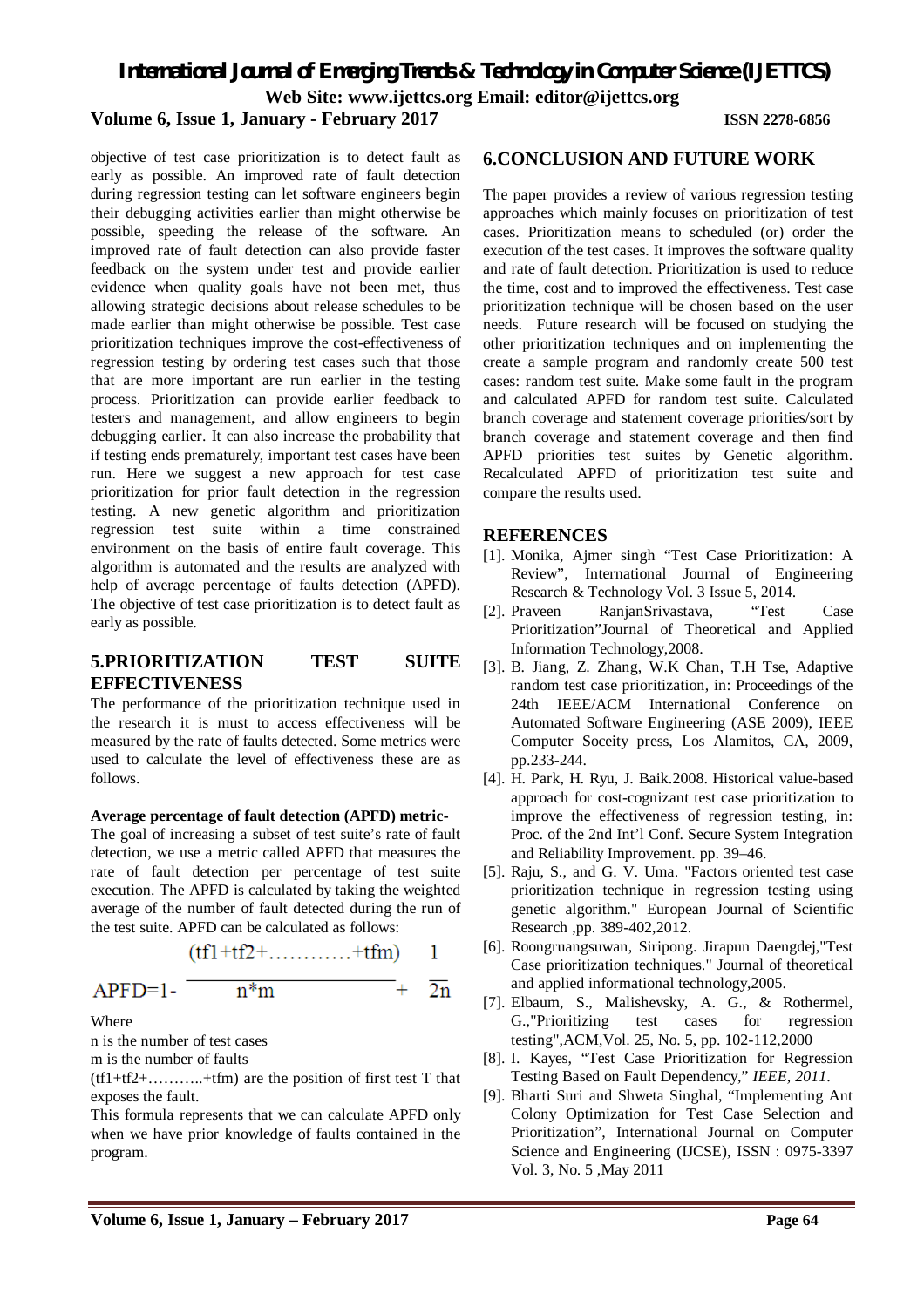objective of test case prioritization is to detect fault as early as possible. An improved rate of fault detection during regression testing can let software engineers begin their debugging activities earlier than might otherwise be possible, speeding the release of the software. An improved rate of fault detection can also provide faster feedback on the system under test and provide earlier evidence when quality goals have not been met, thus allowing strategic decisions about release schedules to be made earlier than might otherwise be possible. Test case prioritization techniques improve the cost-effectiveness of regression testing by ordering test cases such that those that are more important are run earlier in the testing process. Prioritization can provide earlier feedback to testers and management, and allow engineers to begin debugging earlier. It can also increase the probability that if testing ends prematurely, important test cases have been run. Here we suggest a new approach for test case prioritization for prior fault detection in the regression testing. A new genetic algorithm and prioritization regression test suite within a time constrained environment on the basis of entire fault coverage. This algorithm is automated and the results are analyzed with help of average percentage of faults detection (APFD). The objective of test case prioritization is to detect fault as early as possible.

## 5.PRIORITIZATION TEST SUITE EFFECTIVENESS

The performance of the prioritization technique used in the research it is must to access effectiveness will be measured by the rate of faults detected. Some metrics were used to calculate the level of effectiveness these are as follows.

**Average percentage of fault detection (APFD) metric-**

The goal of increasing a subset of test suite's rate of fault detection, we use a metric called APFD that measures the rate of fault detection per percentage of test suite execution. The APFD is calculated by taking the weighted average of the number of fault detected during the run of the test suite. APFD can be calculated as follows:

$$APFD = 1 - \frac{(tf1 + tf2 + \ldots\ldots\ldots\ldots + tfm)}{n*m} + \frac{1}{2n}$$

Where

n is the number of test cases

m is the number of faults

(tf1+tf2+………..+tfm) are the position of first test T that exposes the fault.

This formula represents that we can calculate APFD only when we have prior knowledge of faults contained in the program.

## 6.CONCLUSION AND FUTURE WORK

The paper provides a review of various regression testing approaches which mainly focuses on prioritization of test cases. Prioritization means to scheduled (or) order the execution of the test cases. It improves the software quality and rate of fault detection. Prioritization is used to reduce the time, cost and to improved the effectiveness. Test case prioritization technique will be chosen based on the user needs. Future research will be focused on studying the other prioritization techniques and on implementing the create a sample program and randomly create 500 test cases: random test suite. Make some fault in the program and calculated APFD for random test suite. Calculated branch coverage and statement coverage priorities/sort by branch coverage and statement coverage and then find APFD priorities test suites by Genetic algorithm. Recalculated APFD of prioritization test suite and compare the results used.

## REFERENCES

[1]. Monika, Ajmer singh "Test Case Prioritization: A Review", International Journal of Engineering Research & Technology Vol. 3 Issue 5, 2014.

[2]. Praveen RanjanSrivastava, "Test Case Prioritization"Journal of Theoretical and Applied Information Technology,2008.

[3]. B. Jiang, Z. Zhang, W.K Chan, T.H Tse, Adaptive random test case prioritization, in: Proceedings of the 24th IEEE/ACM International Conference on Automated Software Engineering (ASE 2009), IEEE Computer Soceity press, Los Alamitos, CA, 2009, pp.233-244.

[4]. H. Park, H. Ryu, J. Baik.2008. Historical value-based approach for cost-cognizant test case prioritization to improve the effectiveness of regression testing, in: Proc. of the 2nd Int'l Conf. Secure System Integration and Reliability Improvement. pp. 39–46.

[5]. Raju, S., and G. V. Uma. "Factors oriented test case prioritization technique in regression testing using genetic algorithm." European Journal of Scientific Research ,pp. 389-402,2012.

[6]. Roongruangsuwan, Siripong. Jirapun Daengdej,"Test Case prioritization techniques." Journal of theoretical and applied information technology,2005.

[7]. Elbaum, S., Malishevsky, A. G., & Rothermel, G.,"Prioritizing test cases for regression testing",ACM,Vol. 25, No. 5, pp. 102-112,2000

[8]. I. Kayes, "Test Case Prioritization for Regression Testing Based on Fault Dependency," *IEEE, 2011*.

[9]. Bharti Suri and Shweta Singhal, "Implementing Ant Colony Optimization for Test Case Selection and Prioritization", International Journal on Computer Science and Engineering (IJCSE), ISSN : 0975-3397 Vol. 3, No. 5 ,May 2011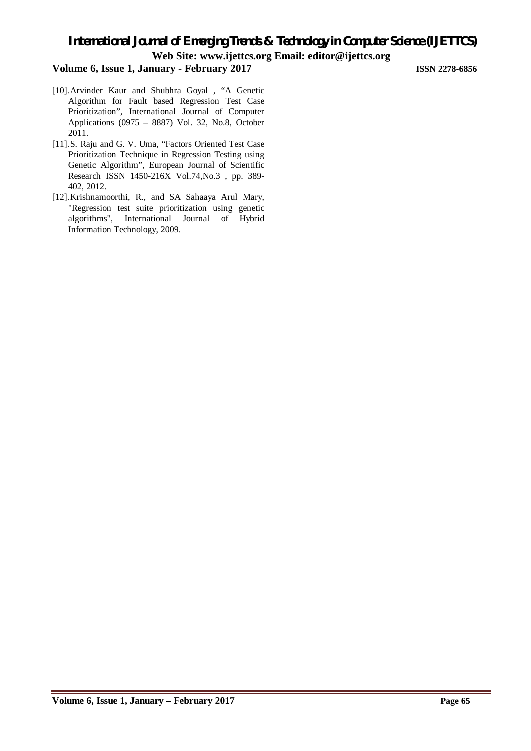[10]. Arvinder Kaur and Shubhra Goyal , "A Genetic Algorithm for Fault based Regression Test Case Prioritization", International Journal of Computer Applications (0975 – 8887) Vol. 32, No.8, October 2011.

[11]. S. Raju and G. V. Uma, "Factors Oriented Test Case Prioritization Technique in Regression Testing using Genetic Algorithm", European Journal of Scientific Research ISSN 1450-216X Vol.74,No.3 , pp. 389-402, 2012.

[12]. Krishnamoorthi, R., and SA Sahaaya Arul Mary, "Regression test suite prioritization using genetic algorithms", International Journal of Hybrid Information Technology, 2009.